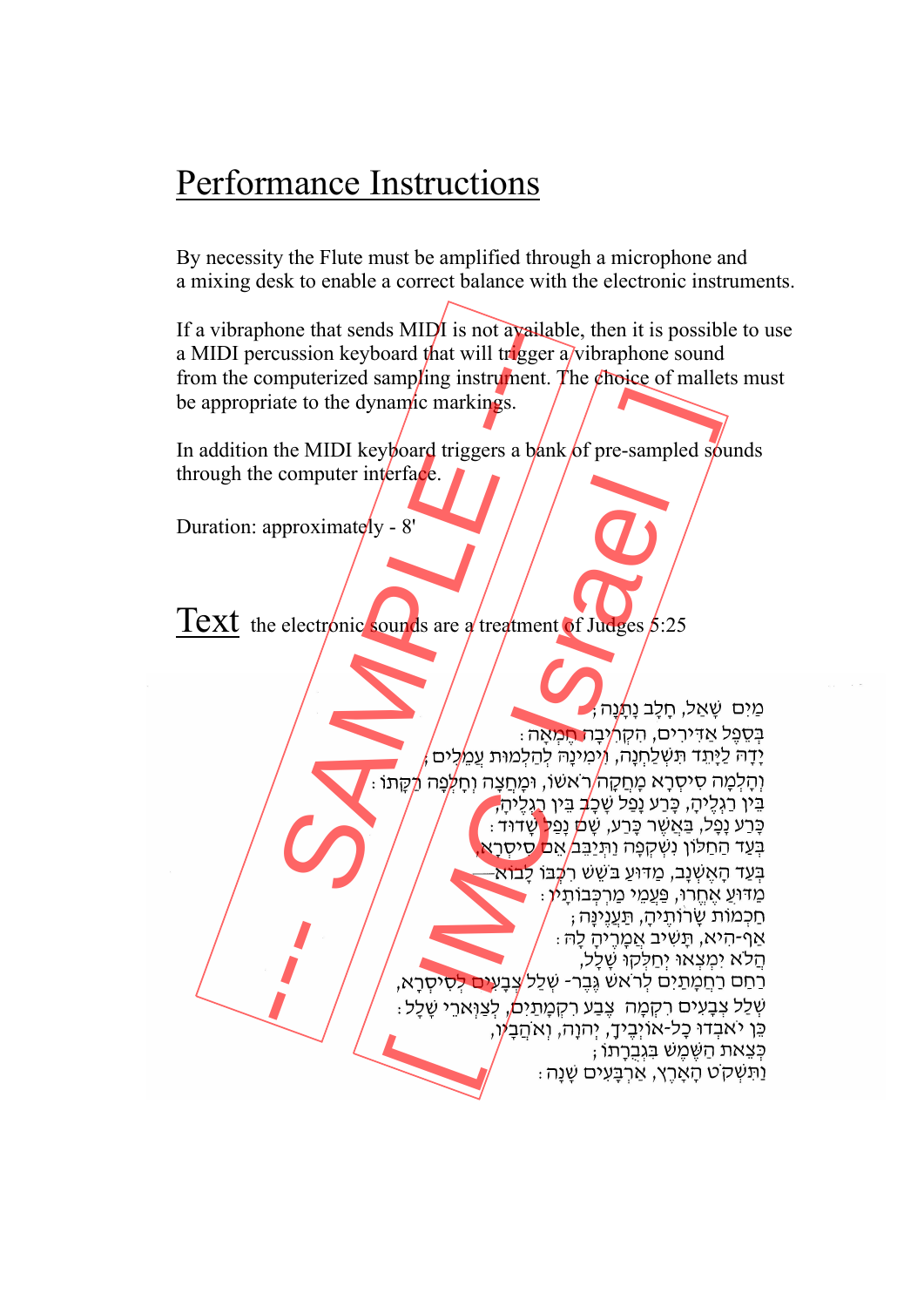# Performance Instructions

By necessity the Flute must be amplified through a microphone and a mixing desk to enable a correct balance with the electronic instruments.

If a vibraphone that sends MIDI is not available, then it is possible to use a MIDI percussion keyboard that will trigger a vibraphone sound from the computerized sampling instrument. The choice of mallets must be appropriate to the dynamic markings.

In addition the MIDI keyboard triggers a bank of pre-sampled sounds through the computer interface.

Duration: approximately - 8'

**Text** the electronic sounds are a treatment of Judges 5:25

מַיִם שָׁאַל, חָלָב נָתָנָה;
בְּסֵפֶל אַדִּירִים, הִקְרִיבָה חֶמְאָה:
יָדָהּ לַיָּתֵד תִּשְׁלַחְנָה, וִימִינָהּ לְהַלְמוּת עֲמֵלִים;
וְהָלְמָה סִיסְרָא מָחֲקָה רֹאשׁוֹ, וּמָחֲצָה וְחָלְפָה רַקָּתוֹ:
בֵּין רַגְלֶיהָ, כָּרַע נָפַל שָׁכָב בֵּין רַגְלֶיהָ,
כָּרַע נָפָל, בַּאֲשֶׁר כָּרַע, שָׁם נָפַל שָׁדוּד:
בְּעַד הַחַלּוֹן נִשְׁקְפָה וַתְּיַבֵּב אֵם סִיסְרָא,
בְּעַד הָאֶשְׁנָב, מַדּוּעַ בֹּשֵׁשׁ רִכְבּוֹ לָבוֹא—
מַדּוּעַ אֶחֱרוּ, פַּעֲמֵי מַרְכְּבוֹתָיו:
חַכְמוֹת שָׂרוֹתֶיהָ, תַּעֲנֶינָּה;
אַף-הִיא, תָּשִׁיב אֲמָרֶיהָ לָהּ:
הֲלֹא יִמְצְאוּ יְחַלְּקוּ שָׁלָל,
רַחַם רַחֲמָתַיִם לְרֹאשׁ גֶּבֶר- שְׁלַל צְבָעִים לְסִיסְרָא,
שְׁלַל צְבָעִים רִקְמָה צֶבַע רִקְמָתַיִם, לְצַוְּארֵי שָׁלָל:
כֵּן יֹאבְדוּ כָל-אוֹיְבֶיךָ, יְהוָה, וְאֹהֲבָיו,
כְּצֵאת הַשֶּׁמֶשׁ בִּגְבֻרָתוֹ;
וַתִּשְׁקֹט הָאָרֶץ, אַרְבָּעִים שָׁנָה: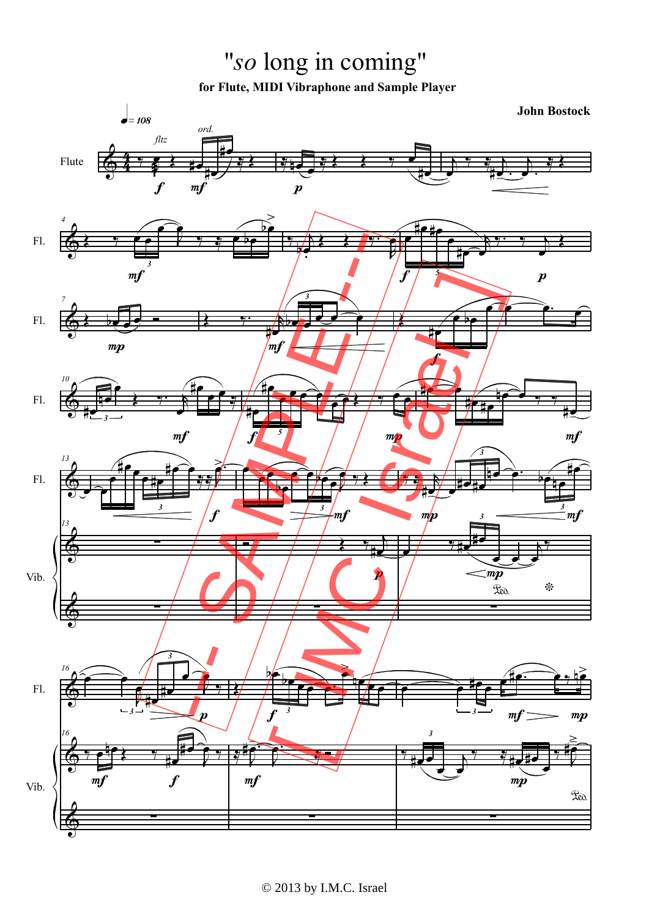# "*so* long in coming"

**for Flute, MIDI Vibraphone and Sample Player**

**John Bostock**

© 2013 by I.M.C. Israel